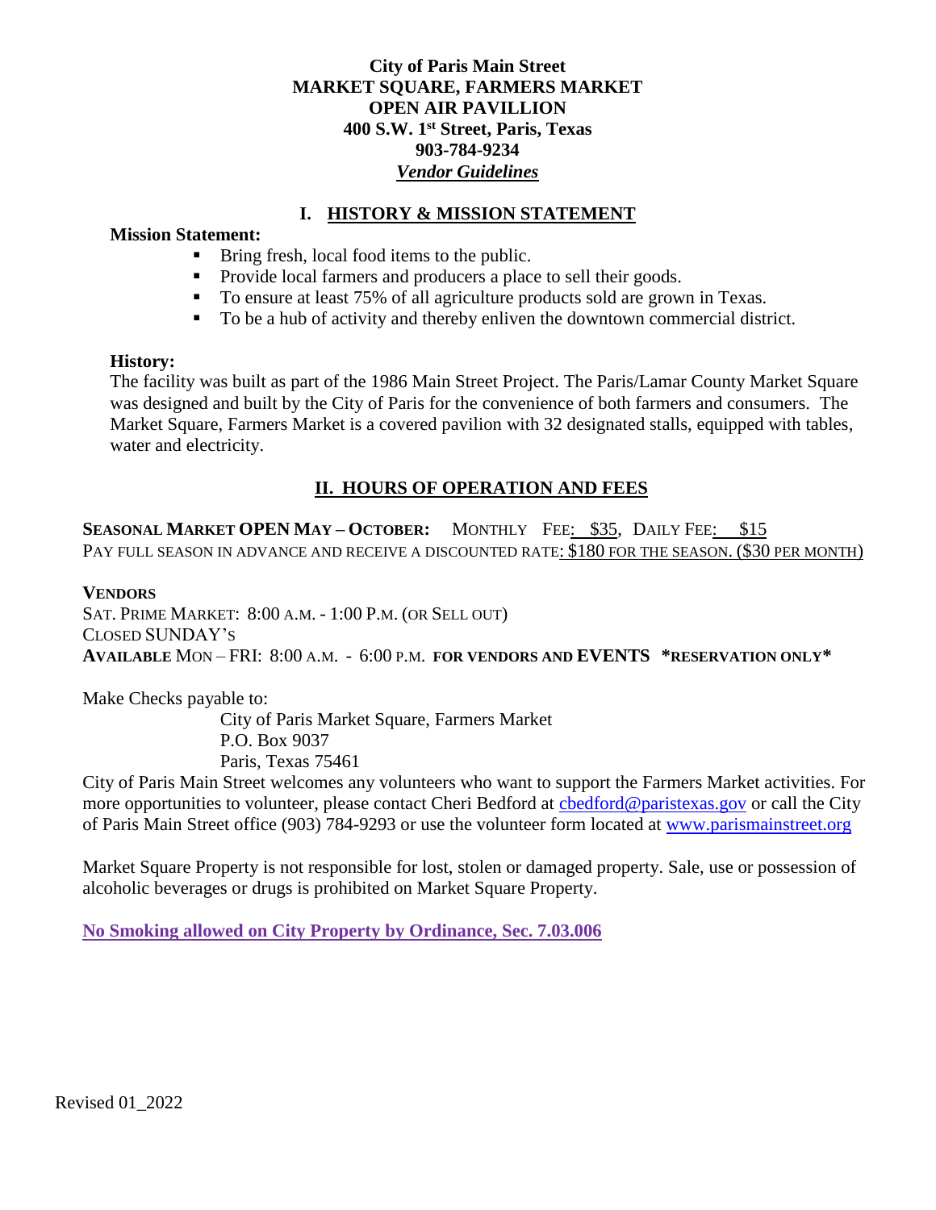**City of Paris Main Street**
**MARKET SQUARE, FARMERS MARKET**
**OPEN AIR PAVILLION**
**400 S.W. 1st Street, Paris, Texas**
**903-784-9234**
***Vendor Guidelines***

## I. HISTORY & MISSION STATEMENT

**Mission Statement:**

- Bring fresh, local food items to the public.
- Provide local farmers and producers a place to sell their goods.
- To ensure at least 75% of all agriculture products sold are grown in Texas.
- To be a hub of activity and thereby enliven the downtown commercial district.

**History:**

The facility was built as part of the 1986 Main Street Project. The Paris/Lamar County Market Square was designed and built by the City of Paris for the convenience of both farmers and consumers. The Market Square, Farmers Market is a covered pavilion with 32 designated stalls, equipped with tables, water and electricity.

## II. HOURS OF OPERATION AND FEES

**SEASONAL MARKET OPEN MAY – OCTOBER:** MONTHLY FEE: $35, DAILY FEE: $15
PAY FULL SEASON IN ADVANCE AND RECEIVE A DISCOUNTED RATE: $180 FOR THE SEASON. ($30 PER MONTH)

**VENDORS**
SAT. PRIME MARKET: 8:00 A.M. - 1:00 P.M. (OR SELL OUT)
CLOSED SUNDAY'S
**AVAILABLE** MON – FRI: 8:00 A.M. - 6:00 P.M. **FOR VENDORS AND EVENTS \*RESERVATION ONLY\***

Make Checks payable to:

City of Paris Market Square, Farmers Market
P.O. Box 9037
Paris, Texas 75461

City of Paris Main Street welcomes any volunteers who want to support the Farmers Market activities. For more opportunities to volunteer, please contact Cheri Bedford at cbedford@paristexas.gov or call the City of Paris Main Street office (903) 784-9293 or use the volunteer form located at www.parismainstreet.org

Market Square Property is not responsible for lost, stolen or damaged property. Sale, use or possession of alcoholic beverages or drugs is prohibited on Market Square Property.

**No Smoking allowed on City Property by Ordinance, Sec. 7.03.006**

Revised 01_2022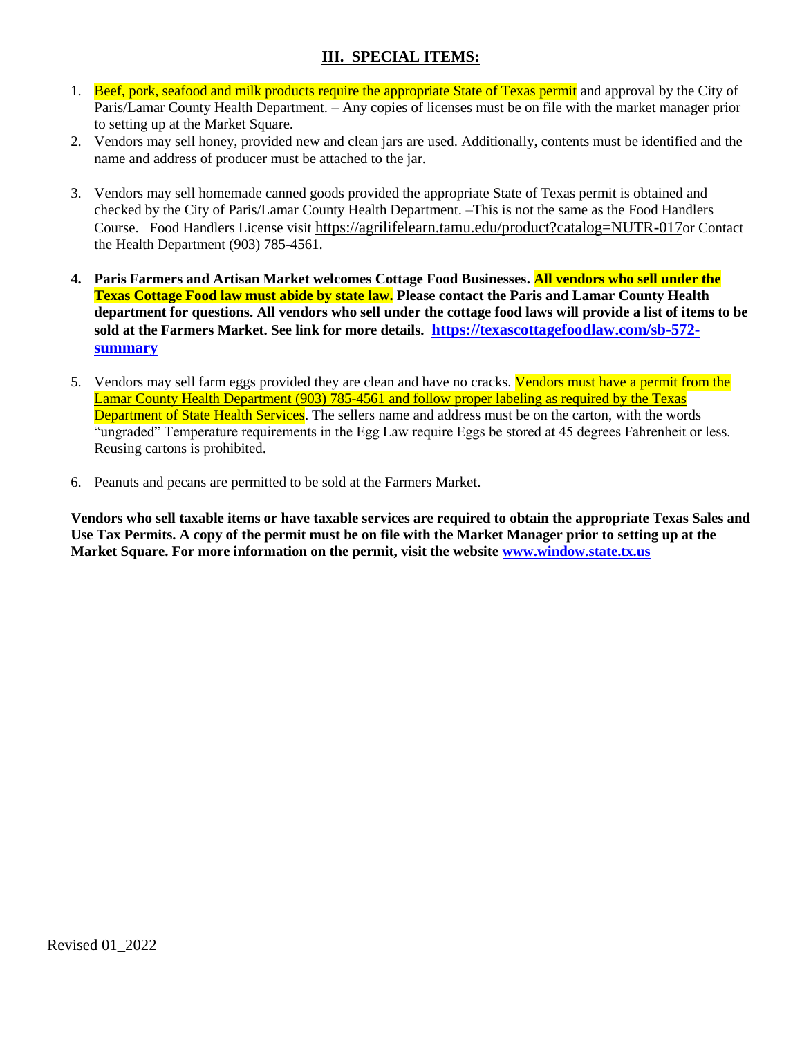## III. SPECIAL ITEMS:

1. Beef, pork, seafood and milk products require the appropriate State of Texas permit and approval by the City of Paris/Lamar County Health Department. – Any copies of licenses must be on file with the market manager prior to setting up at the Market Square.
2. Vendors may sell honey, provided new and clean jars are used. Additionally, contents must be identified and the name and address of producer must be attached to the jar.
3. Vendors may sell homemade canned goods provided the appropriate State of Texas permit is obtained and checked by the City of Paris/Lamar County Health Department. –This is not the same as the Food Handlers Course. Food Handlers License visit https://agrilifelearn.tamu.edu/product?catalog=NUTR-017or Contact the Health Department (903) 785-4561.
4. **Paris Farmers and Artisan Market welcomes Cottage Food Businesses. All vendors who sell under the Texas Cottage Food law must abide by state law. Please contact the Paris and Lamar County Health department for questions. All vendors who sell under the cottage food laws will provide a list of items to be sold at the Farmers Market. See link for more details. https://texascottagefoodlaw.com/sb-572-summary**
5. Vendors may sell farm eggs provided they are clean and have no cracks. Vendors must have a permit from the Lamar County Health Department (903) 785-4561 and follow proper labeling as required by the Texas Department of State Health Services. The sellers name and address must be on the carton, with the words "ungraded" Temperature requirements in the Egg Law require Eggs be stored at 45 degrees Fahrenheit or less. Reusing cartons is prohibited.
6. Peanuts and pecans are permitted to be sold at the Farmers Market.

**Vendors who sell taxable items or have taxable services are required to obtain the appropriate Texas Sales and Use Tax Permits. A copy of the permit must be on file with the Market Manager prior to setting up at the Market Square. For more information on the permit, visit the website www.window.state.tx.us**

Revised 01_2022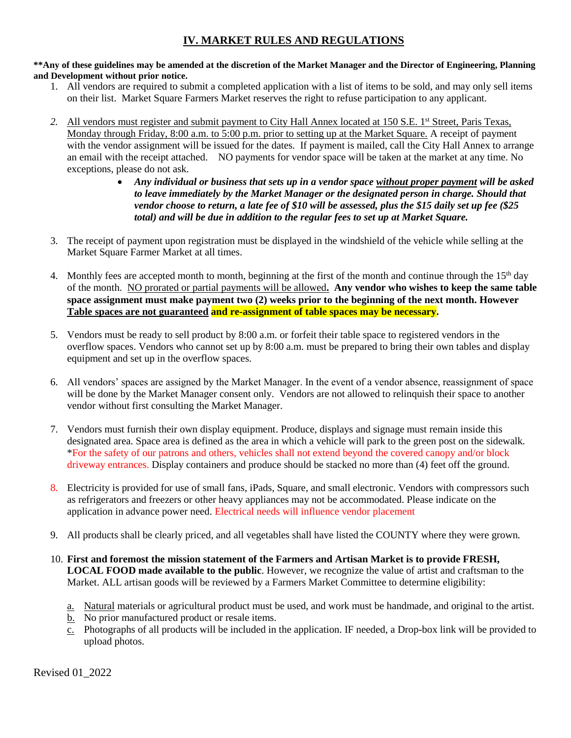# IV. MARKET RULES AND REGULATIONS

**\*\*Any of these guidelines may be amended at the discretion of the Market Manager and the Director of Engineering, Planning and Development without prior notice.**

1. All vendors are required to submit a completed application with a list of items to be sold, and may only sell items on their list. Market Square Farmers Market reserves the right to refuse participation to any applicant.

2. All vendors must register and submit payment to City Hall Annex located at 150 S.E. 1st Street, Paris Texas, Monday through Friday, 8:00 a.m. to 5:00 p.m. prior to setting up at the Market Square. A receipt of payment with the vendor assignment will be issued for the dates. If payment is mailed, call the City Hall Annex to arrange an email with the receipt attached. NO payments for vendor space will be taken at the market at any time. No exceptions, please do not ask.
   - ***Any individual or business that sets up in a vendor space without proper payment will be asked to leave immediately by the Market Manager or the designated person in charge. Should that vendor choose to return, a late fee of $10 will be assessed, plus the $15 daily set up fee ($25 total) and will be due in addition to the regular fees to set up at Market Square.***

3. The receipt of payment upon registration must be displayed in the windshield of the vehicle while selling at the Market Square Farmer Market at all times.

4. Monthly fees are accepted month to month, beginning at the first of the month and continue through the 15th day of the month. NO prorated or partial payments will be allowed**.** **Any vendor who wishes to keep the same table space assignment must make payment two (2) weeks prior to the beginning of the next month. However Table spaces are not guaranteed and re-assignment of table spaces may be necessary.**

5. Vendors must be ready to sell product by 8:00 a.m. or forfeit their table space to registered vendors in the overflow spaces. Vendors who cannot set up by 8:00 a.m. must be prepared to bring their own tables and display equipment and set up in the overflow spaces.

6. All vendors' spaces are assigned by the Market Manager. In the event of a vendor absence, reassignment of space will be done by the Market Manager consent only. Vendors are not allowed to relinquish their space to another vendor without first consulting the Market Manager.

7. Vendors must furnish their own display equipment. Produce, displays and signage must remain inside this designated area. Space area is defined as the area in which a vehicle will park to the green post on the sidewalk. *For the safety of our patrons and others, vehicles shall not extend beyond the covered canopy and/or block driveway entrances. Display containers and produce should be stacked no more than (4) feet off the ground.

8. Electricity is provided for use of small fans, iPads, Square, and small electronic. Vendors with compressors such as refrigerators and freezers or other heavy appliances may not be accommodated. Please indicate on the application in advance power need. Electrical needs will influence vendor placement

9. All products shall be clearly priced, and all vegetables shall have listed the COUNTY where they were grown.

10. **First and foremost the mission statement of the Farmers and Artisan Market is to provide FRESH, LOCAL FOOD made available to the public**. However, we recognize the value of artist and craftsman to the Market. ALL artisan goods will be reviewed by a Farmers Market Committee to determine eligibility:

    a. Natural materials or agricultural product must be used, and work must be handmade, and original to the artist.
    b. No prior manufactured product or resale items.
    c. Photographs of all products will be included in the application. IF needed, a Drop-box link will be provided to upload photos.

Revised 01_2022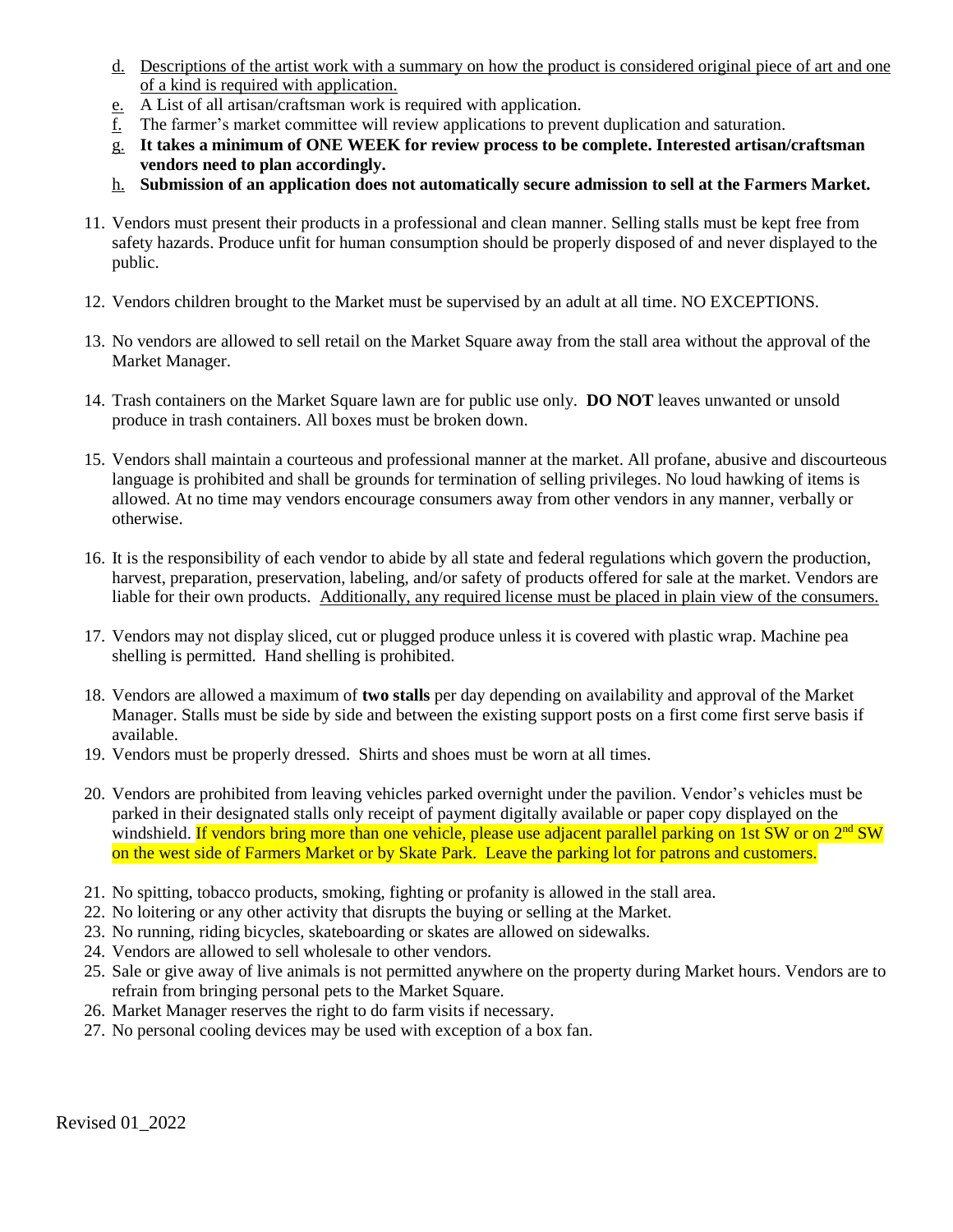d. Descriptions of the artist work with a summary on how the product is considered original piece of art and one of a kind is required with application.
e. A List of all artisan/craftsman work is required with application.
f. The farmer's market committee will review applications to prevent duplication and saturation.
g. **It takes a minimum of ONE WEEK for review process to be complete. Interested artisan/craftsman vendors need to plan accordingly.**
h. **Submission of an application does not automatically secure admission to sell at the Farmers Market.**

11. Vendors must present their products in a professional and clean manner. Selling stalls must be kept free from safety hazards. Produce unfit for human consumption should be properly disposed of and never displayed to the public.

12. Vendors children brought to the Market must be supervised by an adult at all time. NO EXCEPTIONS.

13. No vendors are allowed to sell retail on the Market Square away from the stall area without the approval of the Market Manager.

14. Trash containers on the Market Square lawn are for public use only. **DO NOT** leaves unwanted or unsold produce in trash containers. All boxes must be broken down.

15. Vendors shall maintain a courteous and professional manner at the market. All profane, abusive and discourteous language is prohibited and shall be grounds for termination of selling privileges. No loud hawking of items is allowed. At no time may vendors encourage consumers away from other vendors in any manner, verbally or otherwise.

16. It is the responsibility of each vendor to abide by all state and federal regulations which govern the production, harvest, preparation, preservation, labeling, and/or safety of products offered for sale at the market. Vendors are liable for their own products. Additionally, any required license must be placed in plain view of the consumers.

17. Vendors may not display sliced, cut or plugged produce unless it is covered with plastic wrap. Machine pea shelling is permitted. Hand shelling is prohibited.

18. Vendors are allowed a maximum of **two stalls** per day depending on availability and approval of the Market Manager. Stalls must be side by side and between the existing support posts on a first come first serve basis if available.
19. Vendors must be properly dressed. Shirts and shoes must be worn at all times.

20. Vendors are prohibited from leaving vehicles parked overnight under the pavilion. Vendor's vehicles must be parked in their designated stalls only receipt of payment digitally available or paper copy displayed on the windshield. If vendors bring more than one vehicle, please use adjacent parallel parking on 1st SW or on 2nd SW on the west side of Farmers Market or by Skate Park. Leave the parking lot for patrons and customers.

21. No spitting, tobacco products, smoking, fighting or profanity is allowed in the stall area.
22. No loitering or any other activity that disrupts the buying or selling at the Market.
23. No running, riding bicycles, skateboarding or skates are allowed on sidewalks.
24. Vendors are allowed to sell wholesale to other vendors.
25. Sale or give away of live animals is not permitted anywhere on the property during Market hours. Vendors are to refrain from bringing personal pets to the Market Square.
26. Market Manager reserves the right to do farm visits if necessary.
27. No personal cooling devices may be used with exception of a box fan.

Revised 01_2022